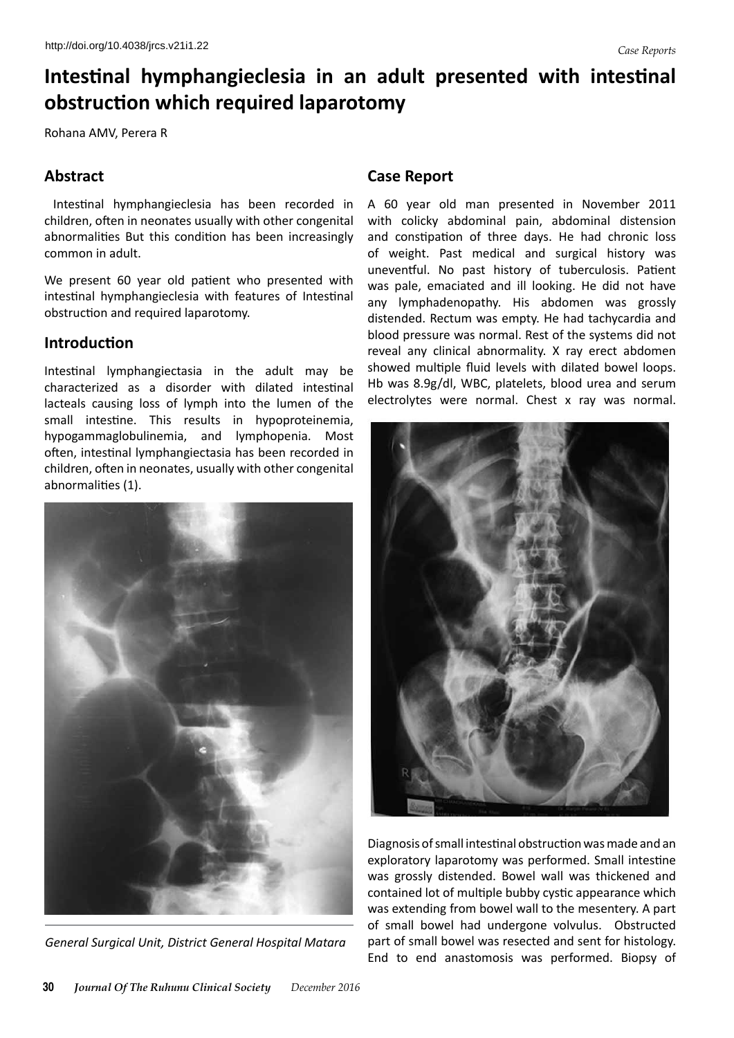http://doi.org/10.4038/jrcs.v21i1.22

# Intestinal hymphangieclesia in an adult presented with intestinal obstruction which required laparotomy

Rohana AMV, Perera R

## Abstract

Intestinal hymphangieclesia has been recorded in children, often in neonates usually with other congenital abnormalities But this condition has been increasingly common in adult.

We present 60 year old patient who presented with intestinal hymphangieclesia with features of Intestinal obstruction and required laparotomy.

## Introduction

Intestinal lymphangiectasia in the adult may be characterized as a disorder with dilated intestinal lacteals causing loss of lymph into the lumen of the small intestine. This results in hypoproteinemia, hypogammaglobulinemia, and lymphopenia. Most often, intestinal lymphangiectasia has been recorded in children, often in neonates, usually with other congenital abnormalities (1).

*General Surgical Unit, District General Hospital Matara*

## Case Report

A 60 year old man presented in November 2011 with colicky abdominal pain, abdominal distension and constipation of three days. He had chronic loss of weight. Past medical and surgical history was uneventful. No past history of tuberculosis. Patient was pale, emaciated and ill looking. He did not have any lymphadenopathy. His abdomen was grossly distended. Rectum was empty. He had tachycardia and blood pressure was normal. Rest of the systems did not reveal any clinical abnormality. X ray erect abdomen showed multiple fluid levels with dilated bowel loops. Hb was 8.9g/dl, WBC, platelets, blood urea and serum electrolytes were normal. Chest x ray was normal.

Diagnosis of small intestinal obstruction was made and an exploratory laparotomy was performed. Small intestine was grossly distended. Bowel wall was thickened and contained lot of multiple bubby cystic appearance which was extending from bowel wall to the mesentery. A part of small bowel had undergone volvulus. Obstructed part of small bowel was resected and sent for histology. End to end anastomosis was performed. Biopsy of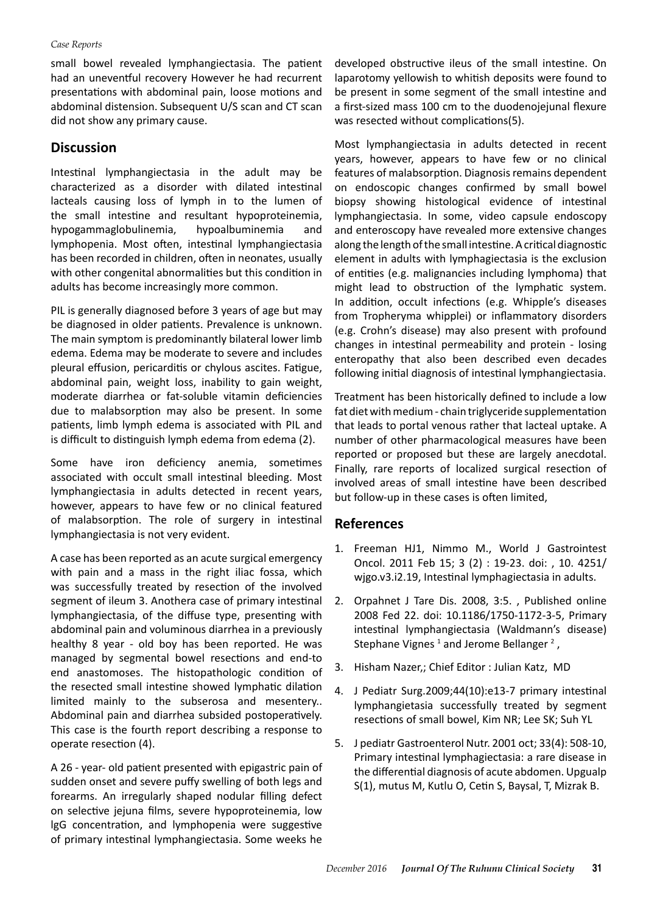small bowel revealed lymphangiectasia. The patient had an uneventful recovery However he had recurrent presentations with abdominal pain, loose motions and abdominal distension. Subsequent U/S scan and CT scan did not show any primary cause.

## Discussion

Intestinal lymphangiectasia in the adult may be characterized as a disorder with dilated intestinal lacteals causing loss of lymph in to the lumen of the small intestine and resultant hypoproteinemia, hypogammaglobulinemia, hypoalbuminemia and lymphopenia. Most often, intestinal lymphangiectasia has been recorded in children, often in neonates, usually with other congenital abnormalities but this condition in adults has become increasingly more common.

PIL is generally diagnosed before 3 years of age but may be diagnosed in older patients. Prevalence is unknown. The main symptom is predominantly bilateral lower limb edema. Edema may be moderate to severe and includes pleural effusion, pericarditis or chylous ascites. Fatigue, abdominal pain, weight loss, inability to gain weight, moderate diarrhea or fat-soluble vitamin deficiencies due to malabsorption may also be present. In some patients, limb lymph edema is associated with PIL and is difficult to distinguish lymph edema from edema (2).

Some have iron deficiency anemia, sometimes associated with occult small intestinal bleeding. Most lymphangiectasia in adults detected in recent years, however, appears to have few or no clinical featured of malabsorption. The role of surgery in intestinal lymphangiectasia is not very evident.

A case has been reported as an acute surgical emergency with pain and a mass in the right iliac fossa, which was successfully treated by resection of the involved segment of ileum 3. Anothera case of primary intestinal lymphangiectasia, of the diffuse type, presenting with abdominal pain and voluminous diarrhea in a previously healthy 8 year - old boy has been reported. He was managed by segmental bowel resections and end-to end anastomoses. The histopathologic condition of the resected small intestine showed lymphatic dilation limited mainly to the subserosa and mesentery.. Abdominal pain and diarrhea subsided postoperatively. This case is the fourth report describing a response to operate resection (4).

A 26 - year- old patient presented with epigastric pain of sudden onset and severe puffy swelling of both legs and forearms. An irregularly shaped nodular filling defect on selective jejuna films, severe hypoproteinemia, low IgG concentration, and lymphopenia were suggestive of primary intestinal lymphangiectasia. Some weeks he developed obstructive ileus of the small intestine. On laparotomy yellowish to whitish deposits were found to be present in some segment of the small intestine and a first-sized mass 100 cm to the duodenojejunal flexure was resected without complications(5).

Most lymphangiectasia in adults detected in recent years, however, appears to have few or no clinical features of malabsorption. Diagnosis remains dependent on endoscopic changes confirmed by small bowel biopsy showing histological evidence of intestinal lymphangiectasia. In some, video capsule endoscopy and enteroscopy have revealed more extensive changes along the length of the small intestine. A critical diagnostic element in adults with lymphagiectasia is the exclusion of entities (e.g. malignancies including lymphoma) that might lead to obstruction of the lymphatic system. In addition, occult infections (e.g. Whipple's diseases from Tropheryma whipplei) or inflammatory disorders (e.g. Crohn's disease) may also present with profound changes in intestinal permeability and protein - losing enteropathy that also been described even decades following initial diagnosis of intestinal lymphangiectasia.

Treatment has been historically defined to include a low fat diet with medium - chain triglyceride supplementation that leads to portal venous rather that lacteal uptake. A number of other pharmacological measures have been reported or proposed but these are largely anecdotal. Finally, rare reports of localized surgical resection of involved areas of small intestine have been described but follow-up in these cases is often limited,

## References

1. Freeman HJ1, Nimmo M., World J Gastrointest Oncol. 2011 Feb 15; 3 (2) : 19-23. doi: , 10. 4251/ wjgo.v3.i2.19, Intestinal lymphagiectasia in adults.
2. Orpahnet J Tare Dis. 2008, 3:5. , Published online 2008 Fed 22. doi: 10.1186/1750-1172-3-5, Primary intestinal lymphangiectasia (Waldmann's disease) Stephane Vignes [1] and Jerome Bellanger [2] ,
3. Hisham Nazer,; Chief Editor : Julian Katz, MD
4. J Pediatr Surg.2009;44(10):e13-7 primary intestinal lymphangietasia successfully treated by segment resections of small bowel, Kim NR; Lee SK; Suh YL
5. J pediatr Gastroenterol Nutr. 2001 oct; 33(4): 508-10, Primary intestinal lymphagiectasia: a rare disease in the differential diagnosis of acute abdomen. Upgualp S(1), mutus M, Kutlu O, Cetin S, Baysal, T, Mizrak B.